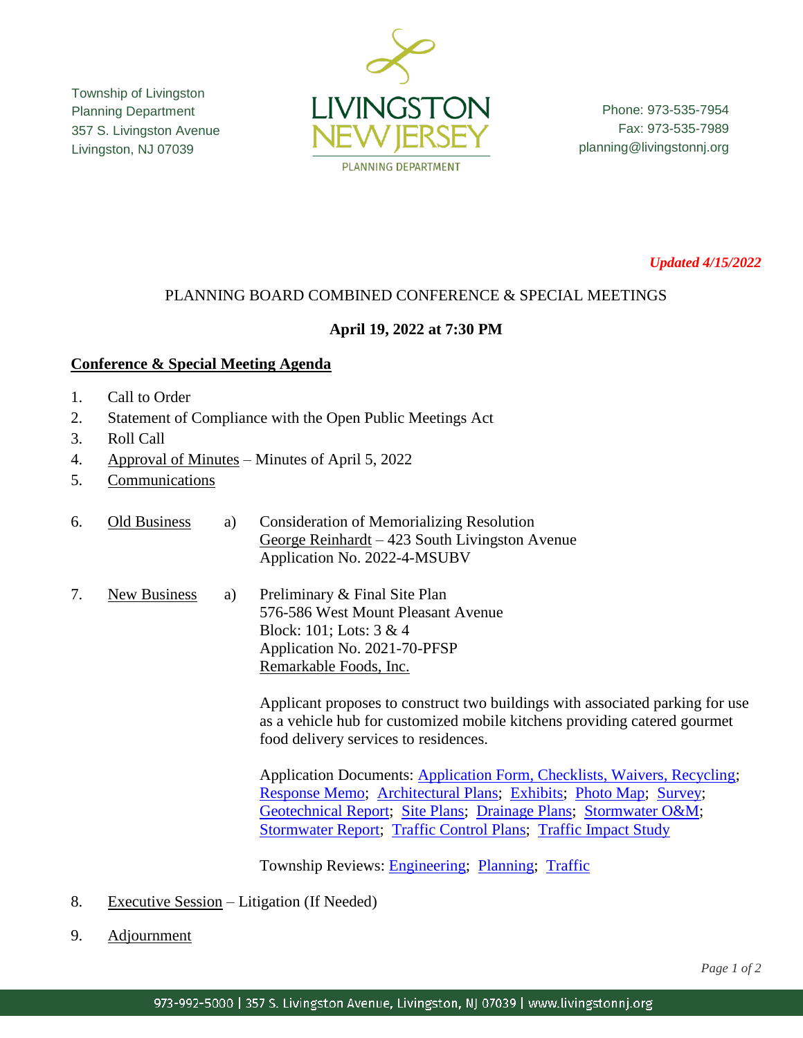Township of Livingston
Planning Department
357 S. Livingston Avenue
Livingston, NJ 07039

LIVINGSTON NEW JERSEY
PLANNING DEPARTMENT

Phone: 973-535-7954
Fax: 973-535-7989
planning@livingstonnj.org

*Updated 4/15/2022*

# PLANNING BOARD COMBINED CONFERENCE & SPECIAL MEETINGS

**April 19, 2022 at 7:30 PM**

## Conference & Special Meeting Agenda

1. Call to Order
2. Statement of Compliance with the Open Public Meetings Act
3. Roll Call
4. Approval of Minutes – Minutes of April 5, 2022
5. Communications
6. Old Business
   a) Consideration of Memorializing Resolution
   George Reinhardt – 423 South Livingston Avenue
   Application No. 2022-4-MSUBV
7. New Business
   a) Preliminary & Final Site Plan
   576-586 West Mount Pleasant Avenue
   Block: 101; Lots: 3 & 4
   Application No. 2021-70-PFSP
   Remarkable Foods, Inc.

   Applicant proposes to construct two buildings with associated parking for use as a vehicle hub for customized mobile kitchens providing catered gourmet food delivery services to residences.

   Application Documents: Application Form, Checklists, Waivers, Recycling; Response Memo; Architectural Plans; Exhibits; Photo Map; Survey; Geotechnical Report; Site Plans; Drainage Plans; Stormwater O&M; Stormwater Report; Traffic Control Plans; Traffic Impact Study

   Township Reviews: Engineering; Planning; Traffic
8. Executive Session – Litigation (If Needed)
9. Adjournment

973-992-5000 | 357 S. Livingston Avenue, Livingston, NJ 07039 | www.livingstonnj.org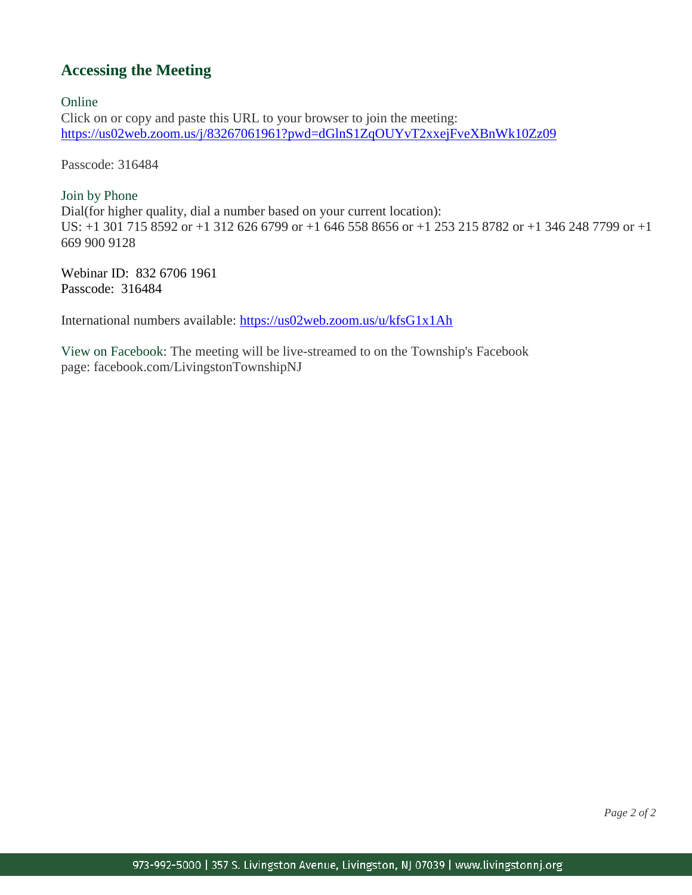## Accessing the Meeting

Online
Click on or copy and paste this URL to your browser to join the meeting:
https://us02web.zoom.us/j/83267061961?pwd=dGlnS1ZqOUYvT2xxejFveXBnWk10Zz09

Passcode: 316484

Join by Phone
Dial(for higher quality, dial a number based on your current location):
US: +1 301 715 8592 or +1 312 626 6799 or +1 646 558 8656 or +1 253 215 8782 or +1 346 248 7799 or +1 669 900 9128

Webinar ID: 832 6706 1961
Passcode: 316484

International numbers available: https://us02web.zoom.us/u/kfsG1x1Ah

View on Facebook: The meeting will be live-streamed to on the Township's Facebook page: facebook.com/LivingstonTownshipNJ